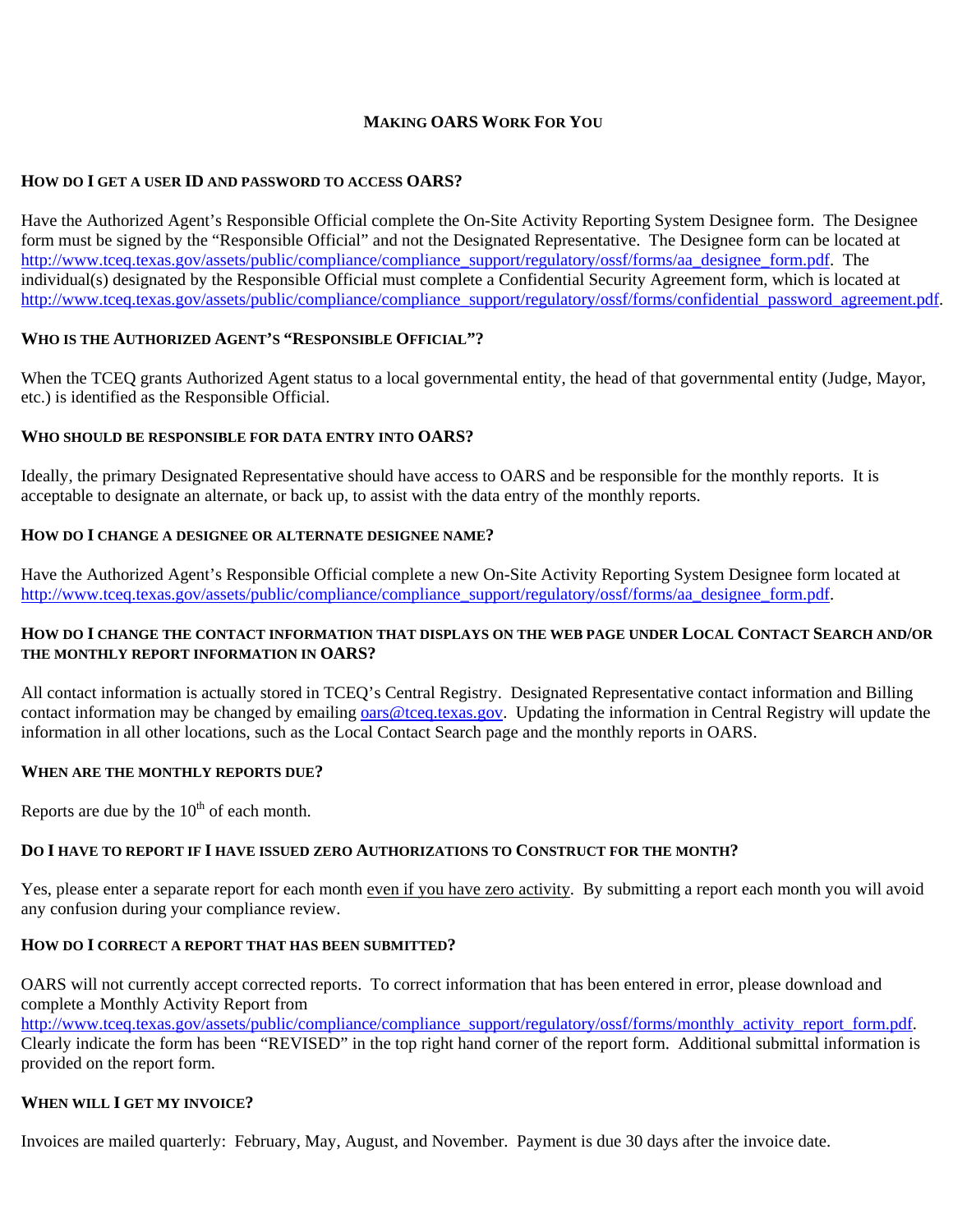# MAKING OARS WORK FOR YOU

## HOW DO I GET A USER ID AND PASSWORD TO ACCESS OARS?

Have the Authorized Agent's Responsible Official complete the On-Site Activity Reporting System Designee form. The Designee form must be signed by the "Responsible Official" and not the Designated Representative. The Designee form can be located at http://www.tceq.texas.gov/assets/public/compliance/compliance_support/regulatory/ossf/forms/aa_designee_form.pdf. The individual(s) designated by the Responsible Official must complete a Confidential Security Agreement form, which is located at http://www.tceq.texas.gov/assets/public/compliance/compliance_support/regulatory/ossf/forms/confidential_password_agreement.pdf.

## WHO IS THE AUTHORIZED AGENT'S "RESPONSIBLE OFFICIAL"?

When the TCEQ grants Authorized Agent status to a local governmental entity, the head of that governmental entity (Judge, Mayor, etc.) is identified as the Responsible Official.

## WHO SHOULD BE RESPONSIBLE FOR DATA ENTRY INTO OARS?

Ideally, the primary Designated Representative should have access to OARS and be responsible for the monthly reports. It is acceptable to designate an alternate, or back up, to assist with the data entry of the monthly reports.

## HOW DO I CHANGE A DESIGNEE OR ALTERNATE DESIGNEE NAME?

Have the Authorized Agent's Responsible Official complete a new On-Site Activity Reporting System Designee form located at http://www.tceq.texas.gov/assets/public/compliance/compliance_support/regulatory/ossf/forms/aa_designee_form.pdf.

## HOW DO I CHANGE THE CONTACT INFORMATION THAT DISPLAYS ON THE WEB PAGE UNDER LOCAL CONTACT SEARCH AND/OR THE MONTHLY REPORT INFORMATION IN OARS?

All contact information is actually stored in TCEQ's Central Registry. Designated Representative contact information and Billing contact information may be changed by emailing oars@tceq.texas.gov. Updating the information in Central Registry will update the information in all other locations, such as the Local Contact Search page and the monthly reports in OARS.

## WHEN ARE THE MONTHLY REPORTS DUE?

Reports are due by the 10th of each month.

## DO I HAVE TO REPORT IF I HAVE ISSUED ZERO AUTHORIZATIONS TO CONSTRUCT FOR THE MONTH?

Yes, please enter a separate report for each month even if you have zero activity. By submitting a report each month you will avoid any confusion during your compliance review.

## HOW DO I CORRECT A REPORT THAT HAS BEEN SUBMITTED?

OARS will not currently accept corrected reports. To correct information that has been entered in error, please download and complete a Monthly Activity Report from http://www.tceq.texas.gov/assets/public/compliance/compliance_support/regulatory/ossf/forms/monthly_activity_report_form.pdf. Clearly indicate the form has been "REVISED" in the top right hand corner of the report form. Additional submittal information is provided on the report form.

## WHEN WILL I GET MY INVOICE?

Invoices are mailed quarterly: February, May, August, and November. Payment is due 30 days after the invoice date.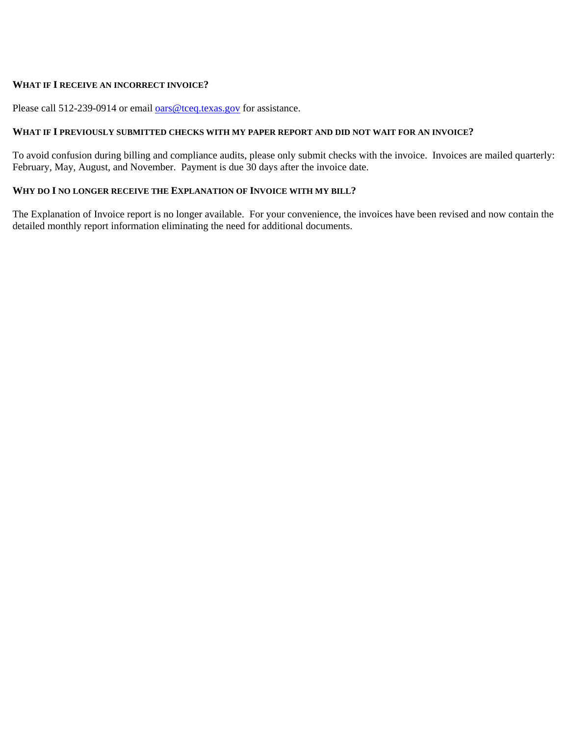### WHAT IF I RECEIVE AN INCORRECT INVOICE?

Please call 512-239-0914 or email [oars@tceq.texas.gov](mailto:oars@tceq.texas.gov) for assistance.

### WHAT IF I PREVIOUSLY SUBMITTED CHECKS WITH MY PAPER REPORT AND DID NOT WAIT FOR AN INVOICE?

To avoid confusion during billing and compliance audits, please only submit checks with the invoice. Invoices are mailed quarterly: February, May, August, and November. Payment is due 30 days after the invoice date.

### WHY DO I NO LONGER RECEIVE THE EXPLANATION OF INVOICE WITH MY BILL?

The Explanation of Invoice report is no longer available. For your convenience, the invoices have been revised and now contain the detailed monthly report information eliminating the need for additional documents.